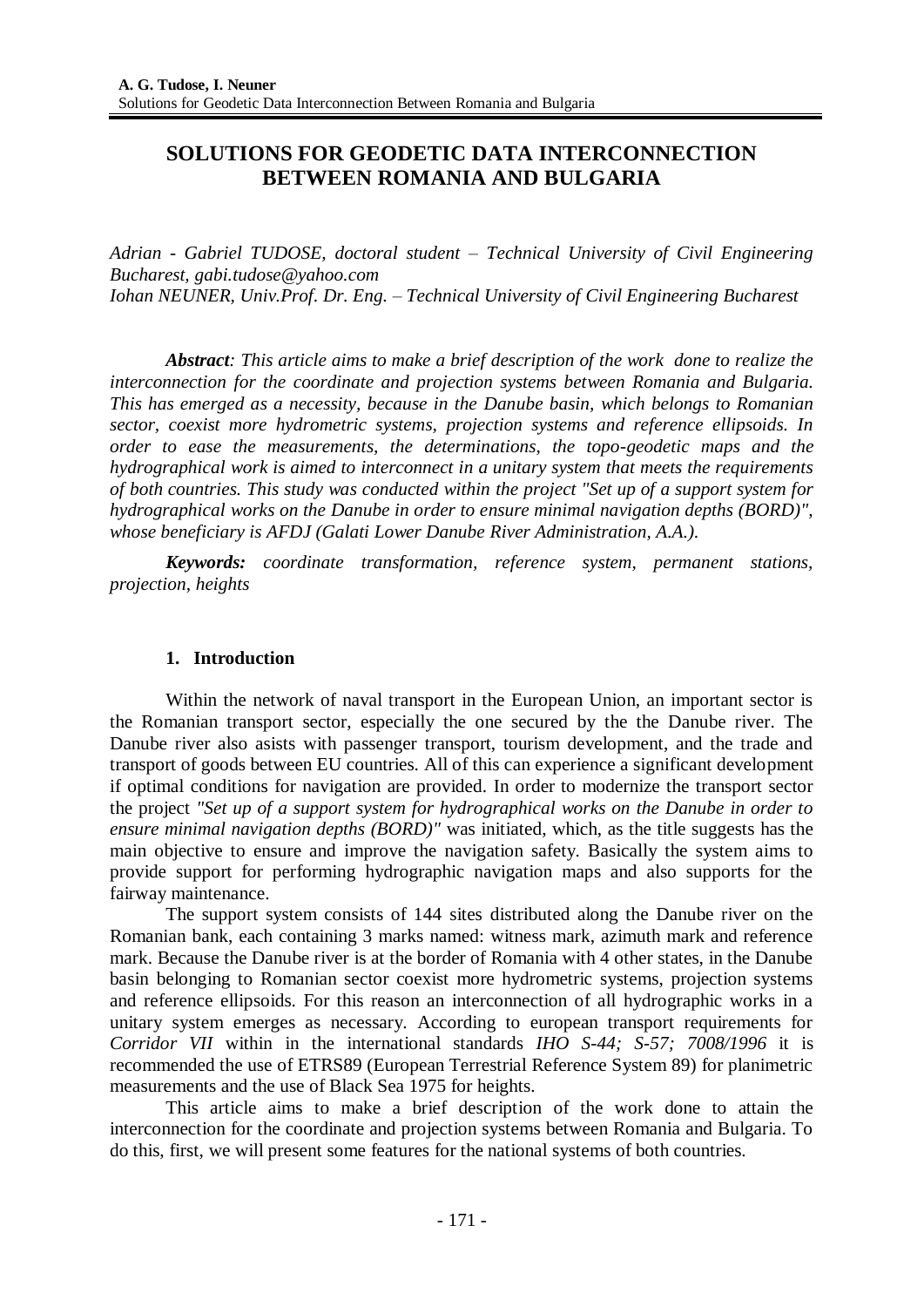# SOLUTIONS FOR GEODETIC DATA INTERCONNECTION BETWEEN ROMANIA AND BULGARIA

*Adrian - Gabriel TUDOSE, doctoral student – Technical University of Civil Engineering Bucharest, gabi.tudose@yahoo.com*
*Iohan NEUNER, Univ.Prof. Dr. Eng. – Technical University of Civil Engineering Bucharest*

***Abstract**: This article aims to make a brief description of the work done to realize the interconnection for the coordinate and projection systems between Romania and Bulgaria. This has emerged as a necessity, because in the Danube basin, which belongs to Romanian sector, coexist more hydrometric systems, projection systems and reference ellipsoids. In order to ease the measurements, the determinations, the topo-geodetic maps and the hydrographical work is aimed to interconnect in a unitary system that meets the requirements of both countries. This study was conducted within the project "Set up of a support system for hydrographical works on the Danube in order to ensure minimal navigation depths (BORD)", whose beneficiary is AFDJ (Galati Lower Danube River Administration, A.A.).*

***Keywords:** coordinate transformation, reference system, permanent stations, projection, heights*

## 1. Introduction

Within the network of naval transport in the European Union, an important sector is the Romanian transport sector, especially the one secured by the the Danube river. The Danube river also asists with passenger transport, tourism development, and the trade and transport of goods between EU countries. All of this can experience a significant development if optimal conditions for navigation are provided. In order to modernize the transport sector the project *"Set up of a support system for hydrographical works on the Danube in order to ensure minimal navigation depths (BORD)"* was initiated, which, as the title suggests has the main objective to ensure and improve the navigation safety. Basically the system aims to provide support for performing hydrographic navigation maps and also supports for the fairway maintenance.

The support system consists of 144 sites distributed along the Danube river on the Romanian bank, each containing 3 marks named: witness mark, azimuth mark and reference mark. Because the Danube river is at the border of Romania with 4 other states, in the Danube basin belonging to Romanian sector coexist more hydrometric systems, projection systems and reference ellipsoids. For this reason an interconnection of all hydrographic works in a unitary system emerges as necessary. According to european transport requirements for *Corridor VII* within in the international standards *IHO S-44; S-57; 7008/1996* it is recommended the use of ETRS89 (European Terrestrial Reference System 89) for planimetric measurements and the use of Black Sea 1975 for heights.

This article aims to make a brief description of the work done to attain the interconnection for the coordinate and projection systems between Romania and Bulgaria. To do this, first, we will present some features for the national systems of both countries.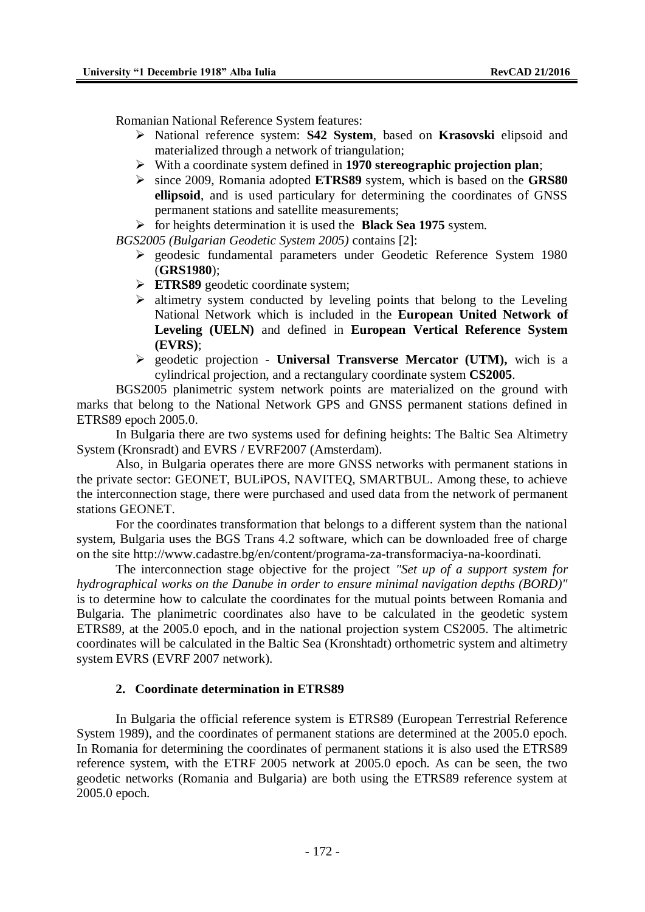Romanian National Reference System features:

- National reference system: **S42 System**, based on **Krasovski** elipsoid and materialized through a network of triangulation;
- With a coordinate system defined in **1970 stereographic projection plan**;
- since 2009, Romania adopted **ETRS89** system, which is based on the **GRS80 ellipsoid**, and is used particulary for determining the coordinates of GNSS permanent stations and satellite measurements;
- for heights determination it is used the **Black Sea 1975** system.

*BGS2005 (Bulgarian Geodetic System 2005)* contains [2]:

- geodesic fundamental parameters under Geodetic Reference System 1980 (**GRS1980**);
- **ETRS89** geodetic coordinate system;
- altimetry system conducted by leveling points that belong to the Leveling National Network which is included in the **European United Network of Leveling (UELN)** and defined in **European Vertical Reference System (EVRS)**;
- geodetic projection - **Universal Transverse Mercator (UTM),** wich is a cylindrical projection, and a rectangulary coordinate system **CS2005**.

BGS2005 planimetric system network points are materialized on the ground with marks that belong to the National Network GPS and GNSS permanent stations defined in ETRS89 epoch 2005.0.

In Bulgaria there are two systems used for defining heights: The Baltic Sea Altimetry System (Kronsradt) and EVRS / EVRF2007 (Amsterdam).

Also, in Bulgaria operates there are more GNSS networks with permanent stations in the private sector: GEONET, BULiPOS, NAVITEQ, SMARTBUL. Among these, to achieve the interconnection stage, there were purchased and used data from the network of permanent stations GEONET.

For the coordinates transformation that belongs to a different system than the national system, Bulgaria uses the BGS Trans 4.2 software, which can be downloaded free of charge on the site http://www.cadastre.bg/en/content/programa-za-transformaciya-na-koordinati.

The interconnection stage objective for the project *"Set up of a support system for hydrographical works on the Danube in order to ensure minimal navigation depths (BORD)"* is to determine how to calculate the coordinates for the mutual points between Romania and Bulgaria. The planimetric coordinates also have to be calculated in the geodetic system ETRS89, at the 2005.0 epoch, and in the national projection system CS2005. The altimetric coordinates will be calculated in the Baltic Sea (Kronshtadt) orthometric system and altimetry system EVRS (EVRF 2007 network).

## 2. Coordinate determination in ETRS89

In Bulgaria the official reference system is ETRS89 (European Terrestrial Reference System 1989), and the coordinates of permanent stations are determined at the 2005.0 epoch. In Romania for determining the coordinates of permanent stations it is also used the ETRS89 reference system, with the ETRF 2005 network at 2005.0 epoch. As can be seen, the two geodetic networks (Romania and Bulgaria) are both using the ETRS89 reference system at 2005.0 epoch.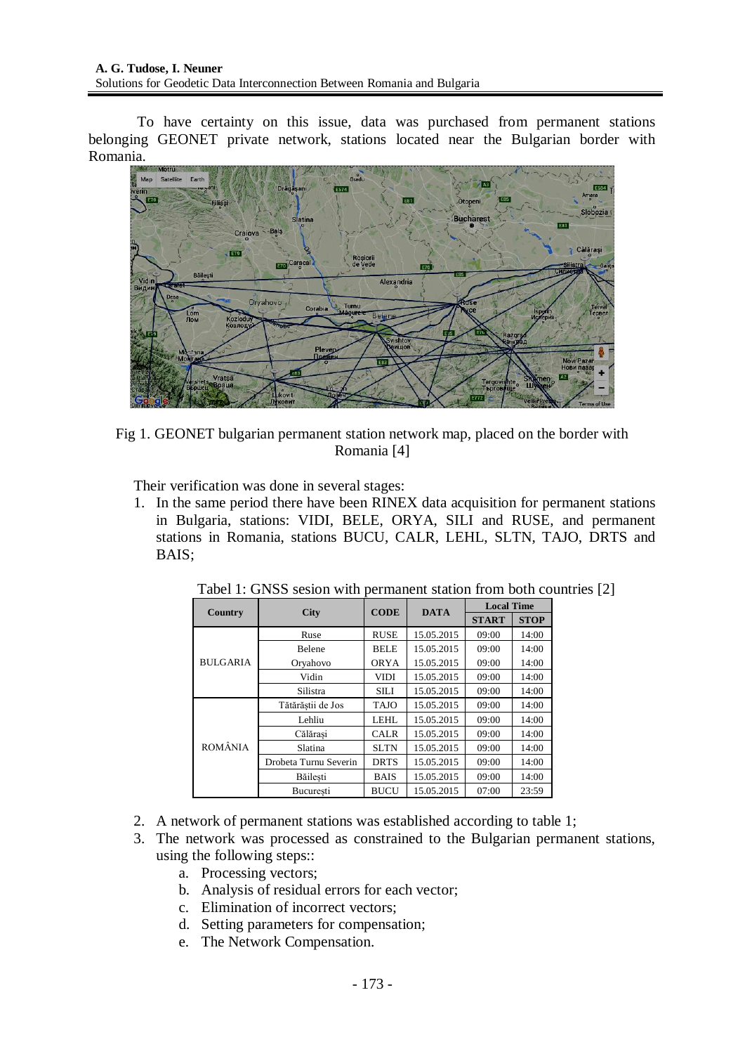To have certainty on this issue, data was purchased from permanent stations belonging GEONET private network, stations located near the Bulgarian border with Romania.

Fig 1. GEONET bulgarian permanent station network map, placed on the border with Romania [4]

Their verification was done in several stages:

1. In the same period there have been RINEX data acquisition for permanent stations in Bulgaria, stations: VIDI, BELE, ORYA, SILI and RUSE, and permanent stations in Romania, stations BUCU, CALR, LEHL, SLTN, TAJO, DRTS and BAIS;

Tabel 1: GNSS sesion with permanent station from both countries [2]

| Country | City | CODE | DATA | Local Time | |
|---|---|---|---|---|---|
| | | | | START | STOP |
| BULGARIA | Ruse | RUSE | 15.05.2015 | 09:00 | 14:00 |
| | Belene | BELE | 15.05.2015 | 09:00 | 14:00 |
| | Oryahovo | ORYA | 15.05.2015 | 09:00 | 14:00 |
| | Vidin | VIDI | 15.05.2015 | 09:00 | 14:00 |
| | Silistra | SILI | 15.05.2015 | 09:00 | 14:00 |
| ROMÂNIA | Tătărăștii de Jos | TAJO | 15.05.2015 | 09:00 | 14:00 |
| | Lehliu | LEHL | 15.05.2015 | 09:00 | 14:00 |
| | Călărași | CALR | 15.05.2015 | 09:00 | 14:00 |
| | Slatina | SLTN | 15.05.2015 | 09:00 | 14:00 |
| | Drobeta Turnu Severin | DRTS | 15.05.2015 | 09:00 | 14:00 |
| | Băilești | BAIS | 15.05.2015 | 09:00 | 14:00 |
| | București | BUCU | 15.05.2015 | 07:00 | 23:59 |

2. A network of permanent stations was established according to table 1;
3. The network was processed as constrained to the Bulgarian permanent stations, using the following steps::
   a. Processing vectors;
   b. Analysis of residual errors for each vector;
   c. Elimination of incorrect vectors;
   d. Setting parameters for compensation;
   e. The Network Compensation.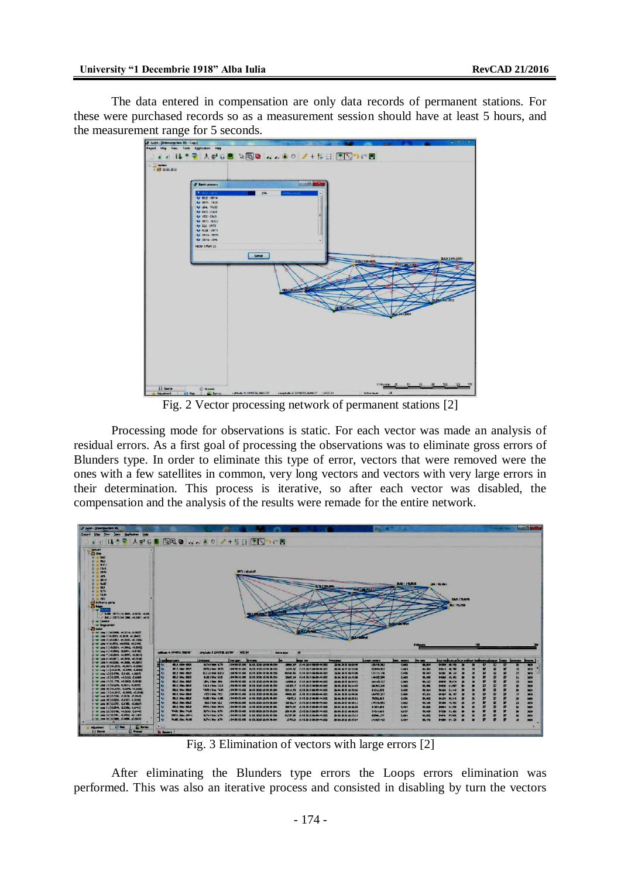The data entered in compensation are only data records of permanent stations. For these were purchased records so as a measurement session should have at least 5 hours, and the measurement range for 5 seconds.

Fig. 2 Vector processing network of permanent stations [2]

Processing mode for observations is static. For each vector was made an analysis of residual errors. As a first goal of processing the observations was to eliminate gross errors of Blunders type. In order to eliminate this type of error, vectors that were removed were the ones with a few satellites in common, very long vectors and vectors with very large errors in their determination. This process is iterative, so after each vector was disabled, the compensation and the analysis of the results were remade for the entire network.

Fig. 3 Elimination of vectors with large errors [2]

After eliminating the Blunders type errors the Loops errors elimination was performed. This was also an iterative process and consisted in disabling by turn the vectors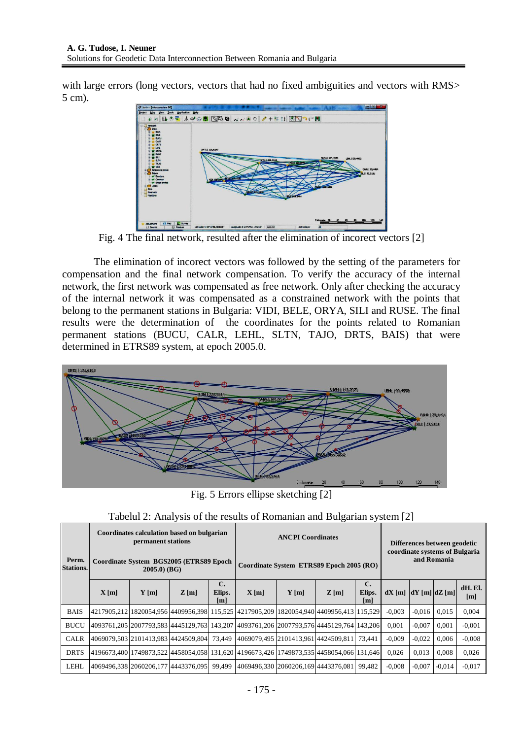with large errors (long vectors, vectors that had no fixed ambiguities and vectors with RMS> 5 cm).

Fig. 4 The final network, resulted after the elimination of incorect vectors [2]

The elimination of incorect vectors was followed by the setting of the parameters for compensation and the final network compensation. To verify the accuracy of the internal network, the first network was compensated as free network. Only after checking the accuracy of the internal network it was compensated as a constrained network with the points that belong to the permanent stations in Bulgaria: VIDI, BELE, ORYA, SILI and RUSE. The final results were the determination of the coordinates for the points related to Romanian permanent stations (BUCU, CALR, LEHL, SLTN, TAJO, DRTS, BAIS) that were determined in ETRS89 system, at epoch 2005.0.

Fig. 5 Errors ellipse sketching [2]

Tabelul 2: Analysis of the results of Romanian and Bulgarian system [2]

| Perm. Stations. | Coordinates calculation based on bulgarian permanent stations<br>Coordinate System BGS2005 (ETRS89 Epoch 2005.0) (BG) | | | | ANCPI Coordinates<br>Coordinate System ETRS89 Epoch 2005 (RO) | | | | Differences between geodetic coordinate systems of Bulgaria and Romania | | | |
|---|---|---|---|---|---|---|---|---|---|---|---|---|
| | X [m] | Y [m] | Z [m] | C. Elips. [m] | X [m] | Y [m] | Z [m] | C. Elips. [m] | dX [m] | dY [m] | dZ [m] | dH. El. [m] |
| BAIS | 4217905,212 | 1820054,956 | 4409956,398 | 115,525 | 4217905,209 | 1820054,940 | 4409956,413 | 115,529 | -0,003 | -0,016 | 0,015 | 0,004 |
| BUCU | 4093761,205 | 2007793,583 | 4445129,763 | 143,207 | 4093761,206 | 2007793,576 | 4445129,764 | 143,206 | 0,001 | -0,007 | 0,001 | -0,001 |
| CALR | 4069079,503 | 2101413,983 | 4424509,804 | 73,449 | 4069079,495 | 2101413,961 | 4424509,811 | 73,441 | -0,009 | -0,022 | 0,006 | -0,008 |
| DRTS | 4196673,400 | 1749873,522 | 4458054,058 | 131,620 | 4196673,426 | 1749873,535 | 4458054,066 | 131,646 | 0,026 | 0,013 | 0,008 | 0,026 |
| LEHL | 4069496,338 | 2060206,177 | 4443376,095 | 99,499 | 4069496,330 | 2060206,169 | 4443376,081 | 99,482 | -0,008 | -0,007 | -0,014 | -0,017 |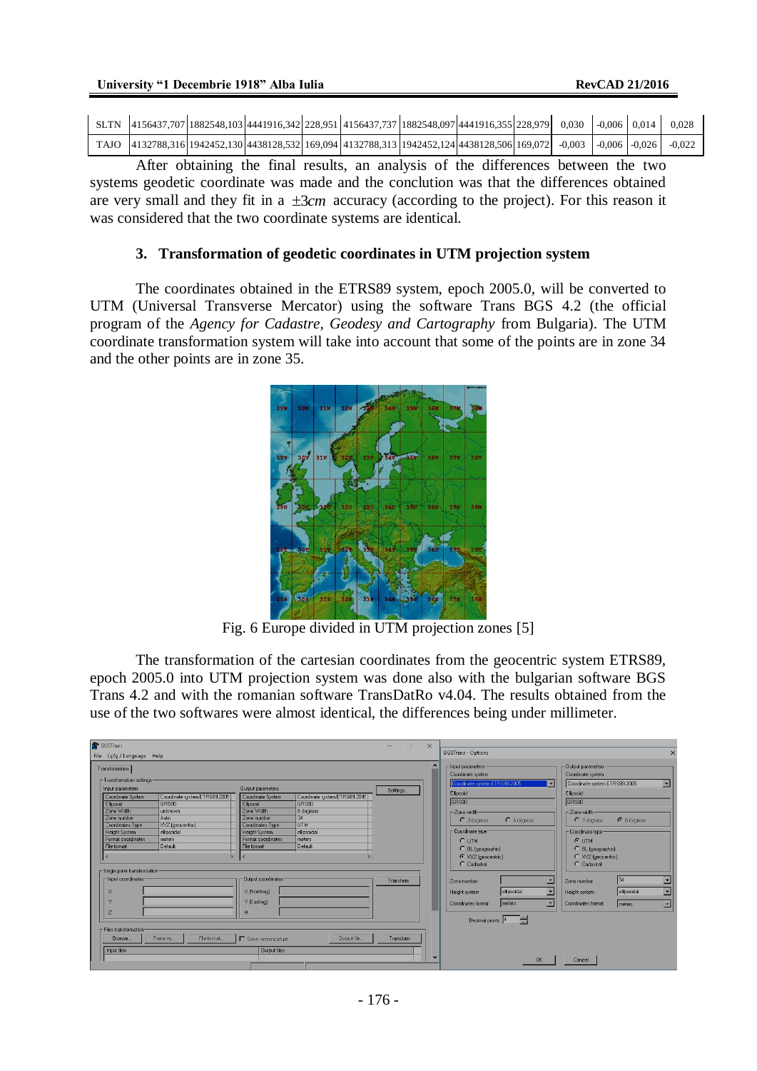| SLTN | 4156437,707 | 1882548,103 | 4441916,342 | 228,951 | 4156437,737 | 1882548,097 | 4441916,355 | 228,979 | 0,030 | -0,006 | 0,014 | 0,028 |
|---|---|---|---|---|---|---|---|---|---|---|---|---|
| TAJO | 4132788,316 | 1942452,130 | 4438128,532 | 169,094 | 4132788,313 | 1942452,124 | 4438128,506 | 169,072 | -0,003 | -0,006 | -0,026 | -0,022 |

After obtaining the final results, an analysis of the differences between the two systems geodetic coordinate was made and the conclution was that the differences obtained are very small and they fit in a $\pm 3cm$ accuracy (according to the project). For this reason it was considered that the two coordinate systems are identical.

### 3. Transformation of geodetic coordinates in UTM projection system

The coordinates obtained in the ETRS89 system, epoch 2005.0, will be converted to UTM (Universal Transverse Mercator) using the software Trans BGS 4.2 (the official program of the *Agency for Cadastre, Geodesy and Cartography* from Bulgaria). The UTM coordinate transformation system will take into account that some of the points are in zone 34 and the other points are in zone 35.

Fig. 6 Europe divided in UTM projection zones [5]

The transformation of the cartesian coordinates from the geocentric system ETRS89, epoch 2005.0 into UTM projection system was done also with the bulgarian software BGS Trans 4.2 and with the romanian software TransDatRo v4.04. The results obtained from the use of the two softwares were almost identical, the differences being under millimeter.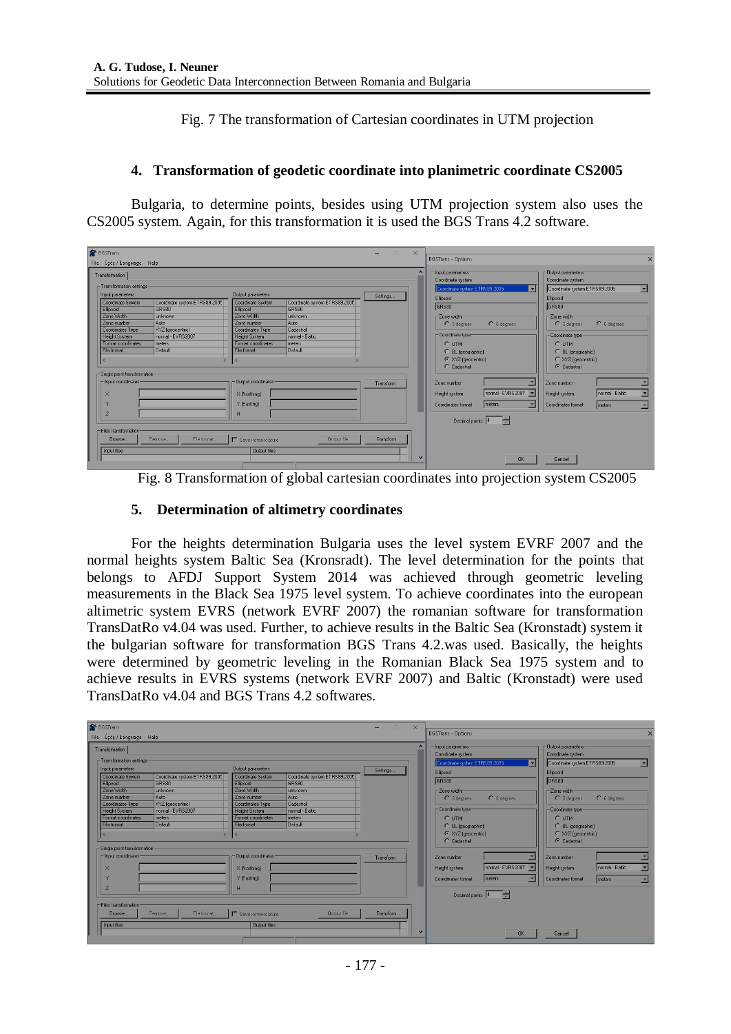Fig. 7 The transformation of Cartesian coordinates in UTM projection

## 4. Transformation of geodetic coordinate into planimetric coordinate CS2005

Bulgaria, to determine points, besides using UTM projection system also uses the CS2005 system. Again, for this transformation it is used the BGS Trans 4.2 software.

Fig. 8 Transformation of global cartesian coordinates into projection system CS2005

## 5. Determination of altimetry coordinates

For the heights determination Bulgaria uses the level system EVRF 2007 and the normal heights system Baltic Sea (Kronsradt). The level determination for the points that belongs to AFDJ Support System 2014 was achieved through geometric leveling measurements in the Black Sea 1975 level system. To achieve coordinates into the european altimetric system EVRS (network EVRF 2007) the romanian software for transformation TransDatRo v4.04 was used. Further, to achieve results in the Baltic Sea (Kronstadt) system it the bulgarian software for transformation BGS Trans 4.2.was used. Basically, the heights were determined by geometric leveling in the Romanian Black Sea 1975 system and to achieve results in EVRS systems (network EVRF 2007) and Baltic (Kronstadt) were used TransDatRo v4.04 and BGS Trans 4.2 softwares.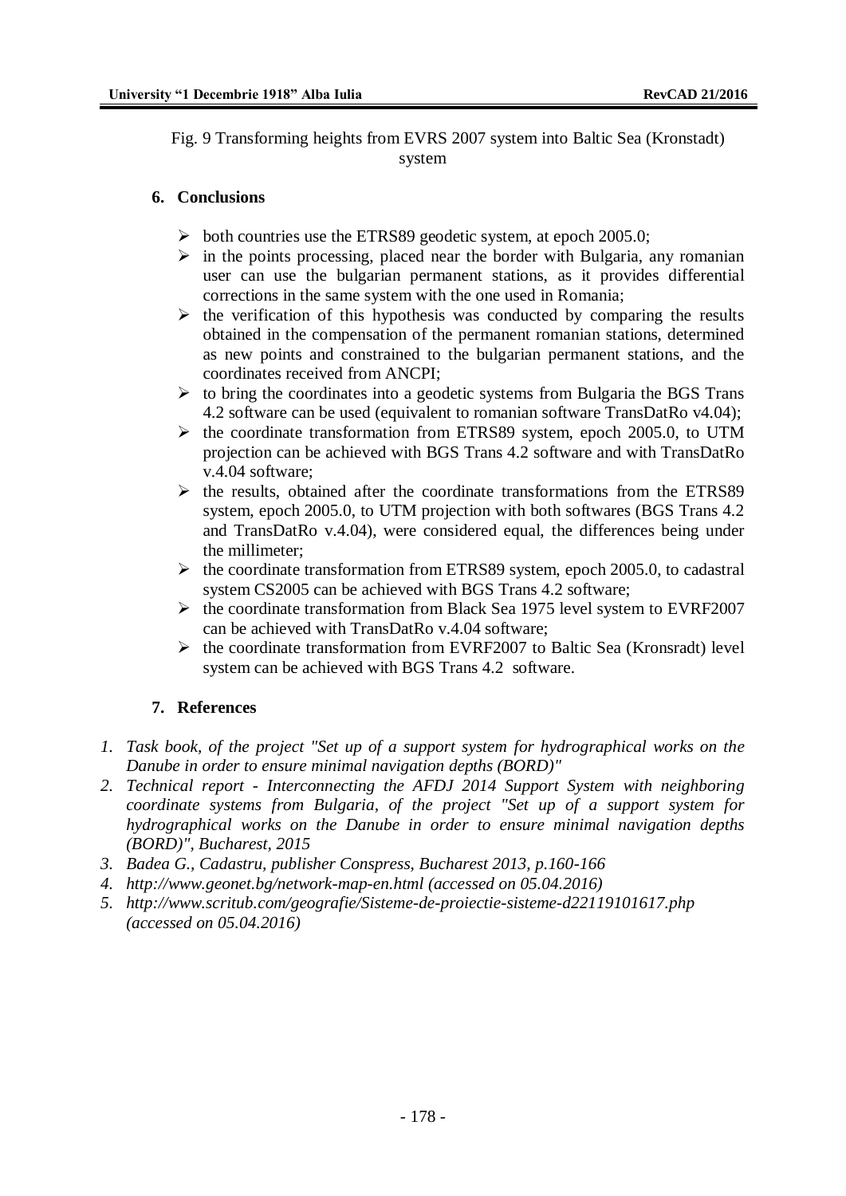Fig. 9 Transforming heights from EVRS 2007 system into Baltic Sea (Kronstadt) system

## 6. Conclusions

- both countries use the ETRS89 geodetic system, at epoch 2005.0;
- in the points processing, placed near the border with Bulgaria, any romanian user can use the bulgarian permanent stations, as it provides differential corrections in the same system with the one used in Romania;
- the verification of this hypothesis was conducted by comparing the results obtained in the compensation of the permanent romanian stations, determined as new points and constrained to the bulgarian permanent stations, and the coordinates received from ANCPI;
- to bring the coordinates into a geodetic systems from Bulgaria the BGS Trans 4.2 software can be used (equivalent to romanian software TransDatRo v4.04);
- the coordinate transformation from ETRS89 system, epoch 2005.0, to UTM projection can be achieved with BGS Trans 4.2 software and with TransDatRo v.4.04 software;
- the results, obtained after the coordinate transformations from the ETRS89 system, epoch 2005.0, to UTM projection with both softwares (BGS Trans 4.2 and TransDatRo v.4.04), were considered equal, the differences being under the millimeter;
- the coordinate transformation from ETRS89 system, epoch 2005.0, to cadastral system CS2005 can be achieved with BGS Trans 4.2 software;
- the coordinate transformation from Black Sea 1975 level system to EVRF2007 can be achieved with TransDatRo v.4.04 software;
- the coordinate transformation from EVRF2007 to Baltic Sea (Kronsradt) level system can be achieved with BGS Trans 4.2 software.

## 7. References

1. *Task book, of the project "Set up of a support system for hydrographical works on the Danube in order to ensure minimal navigation depths (BORD)"*
2. *Technical report - Interconnecting the AFDJ 2014 Support System with neighboring coordinate systems from Bulgaria, of the project "Set up of a support system for hydrographical works on the Danube in order to ensure minimal navigation depths (BORD)", Bucharest, 2015*
3. *Badea G., Cadastru, publisher Conspress, Bucharest 2013, p.160-166*
4. *http://www.geonet.bg/network-map-en.html (accessed on 05.04.2016)*
5. *http://www.scritub.com/geografie/Sisteme-de-proiectie-sisteme-d22119101617.php (accessed on 05.04.2016)*